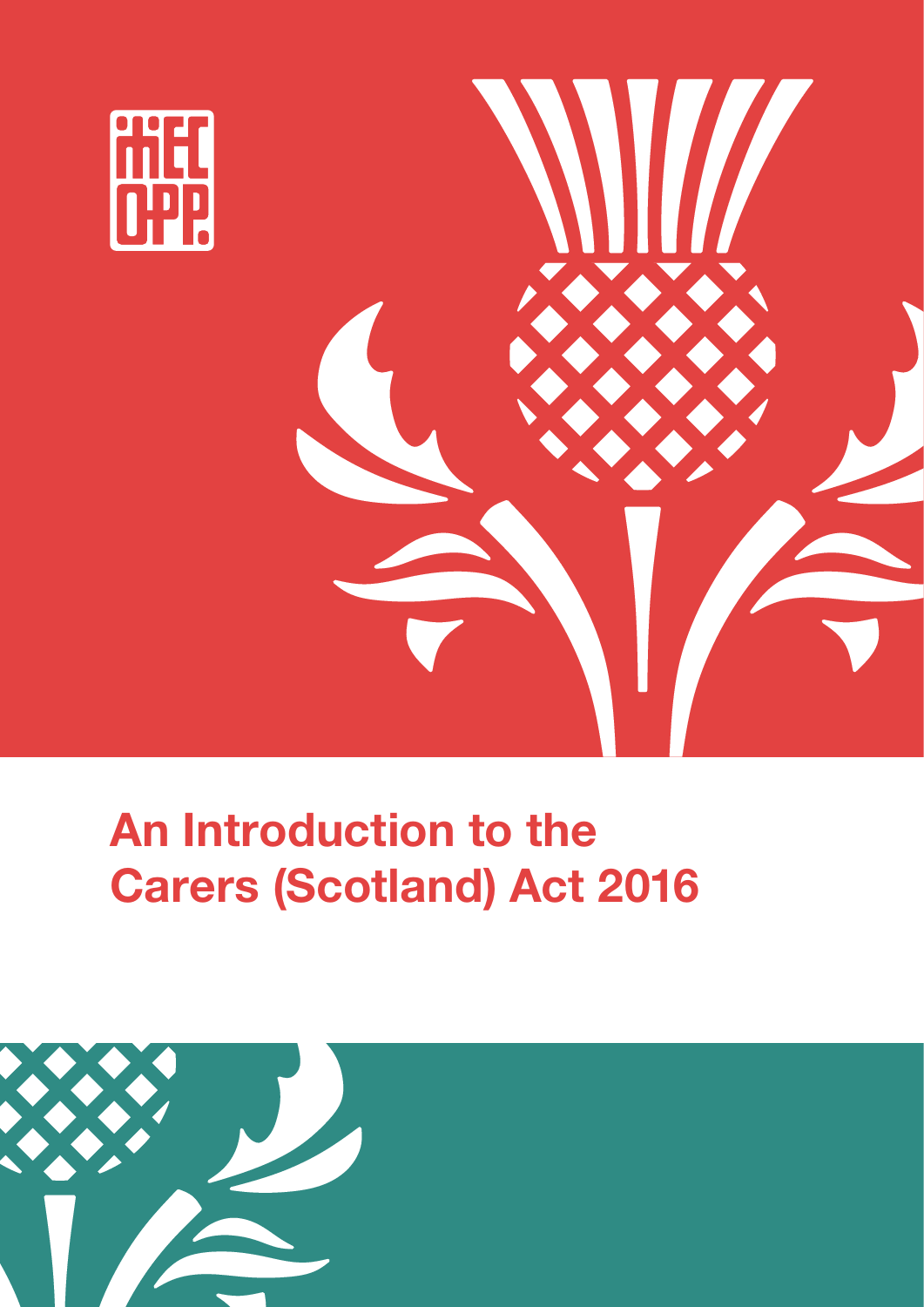# An Introduction to the Carers (Scotland) Act 2016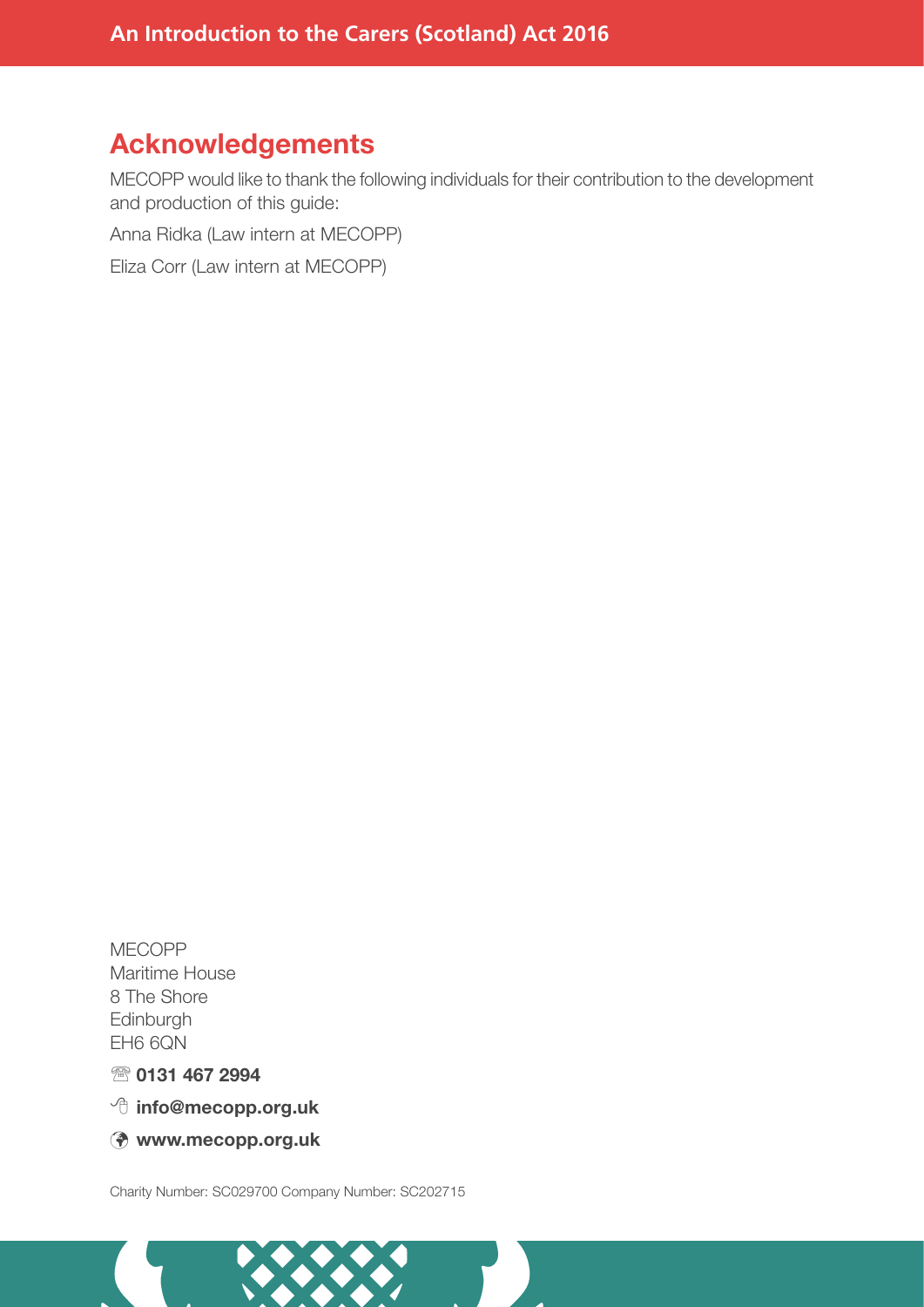## Acknowledgements

MECOPP would like to thank the following individuals for their contribution to the development and production of this guide:

Anna Ridka (Law intern at MECOPP)

Eliza Corr (Law intern at MECOPP)

MECOPP
Maritime House
8 The Shore
Edinburgh
EH6 6QN

**0131 467 2994**

**info@mecopp.org.uk**

**www.mecopp.org.uk**

Charity Number: SC029700 Company Number: SC202715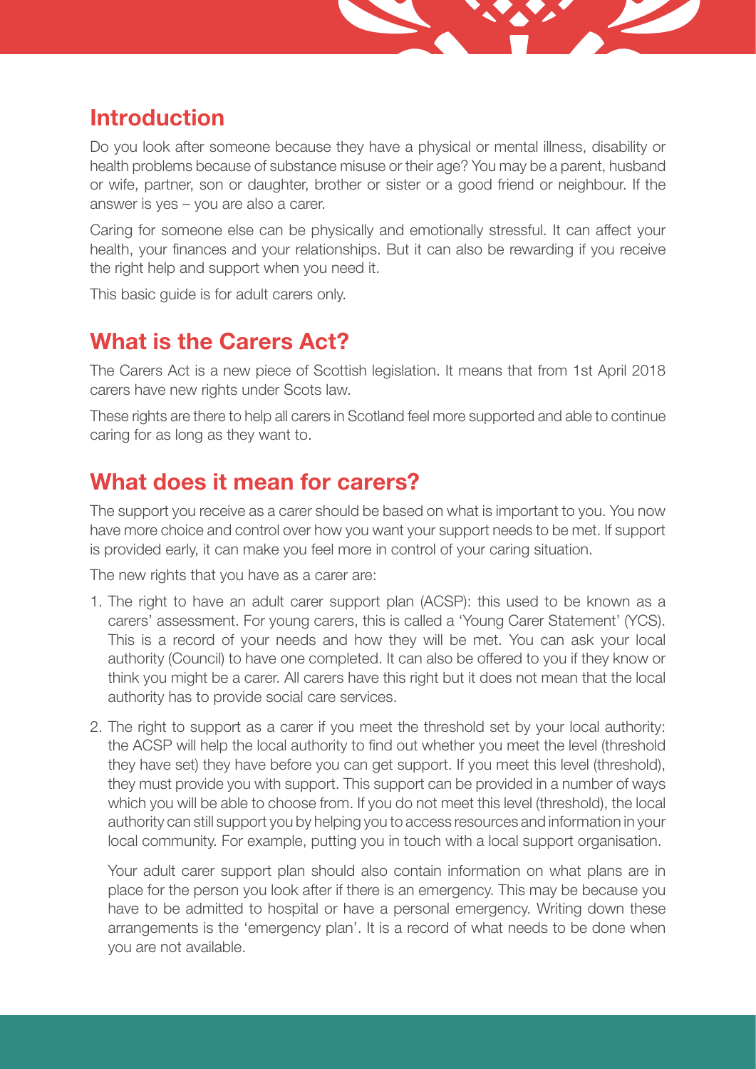## Introduction

Do you look after someone because they have a physical or mental illness, disability or health problems because of substance misuse or their age? You may be a parent, husband or wife, partner, son or daughter, brother or sister or a good friend or neighbour. If the answer is yes – you are also a carer.

Caring for someone else can be physically and emotionally stressful. It can affect your health, your finances and your relationships. But it can also be rewarding if you receive the right help and support when you need it.

This basic guide is for adult carers only.

## What is the Carers Act?

The Carers Act is a new piece of Scottish legislation. It means that from 1st April 2018 carers have new rights under Scots law.

These rights are there to help all carers in Scotland feel more supported and able to continue caring for as long as they want to.

## What does it mean for carers?

The support you receive as a carer should be based on what is important to you. You now have more choice and control over how you want your support needs to be met. If support is provided early, it can make you feel more in control of your caring situation.

The new rights that you have as a carer are:

1. The right to have an adult carer support plan (ACSP): this used to be known as a carers' assessment. For young carers, this is called a 'Young Carer Statement' (YCS). This is a record of your needs and how they will be met. You can ask your local authority (Council) to have one completed. It can also be offered to you if they know or think you might be a carer. All carers have this right but it does not mean that the local authority has to provide social care services.

2. The right to support as a carer if you meet the threshold set by your local authority: the ACSP will help the local authority to find out whether you meet the level (threshold they have set) they have before you can get support. If you meet this level (threshold), they must provide you with support. This support can be provided in a number of ways which you will be able to choose from. If you do not meet this level (threshold), the local authority can still support you by helping you to access resources and information in your local community. For example, putting you in touch with a local support organisation.

   Your adult carer support plan should also contain information on what plans are in place for the person you look after if there is an emergency. This may be because you have to be admitted to hospital or have a personal emergency. Writing down these arrangements is the 'emergency plan'. It is a record of what needs to be done when you are not available.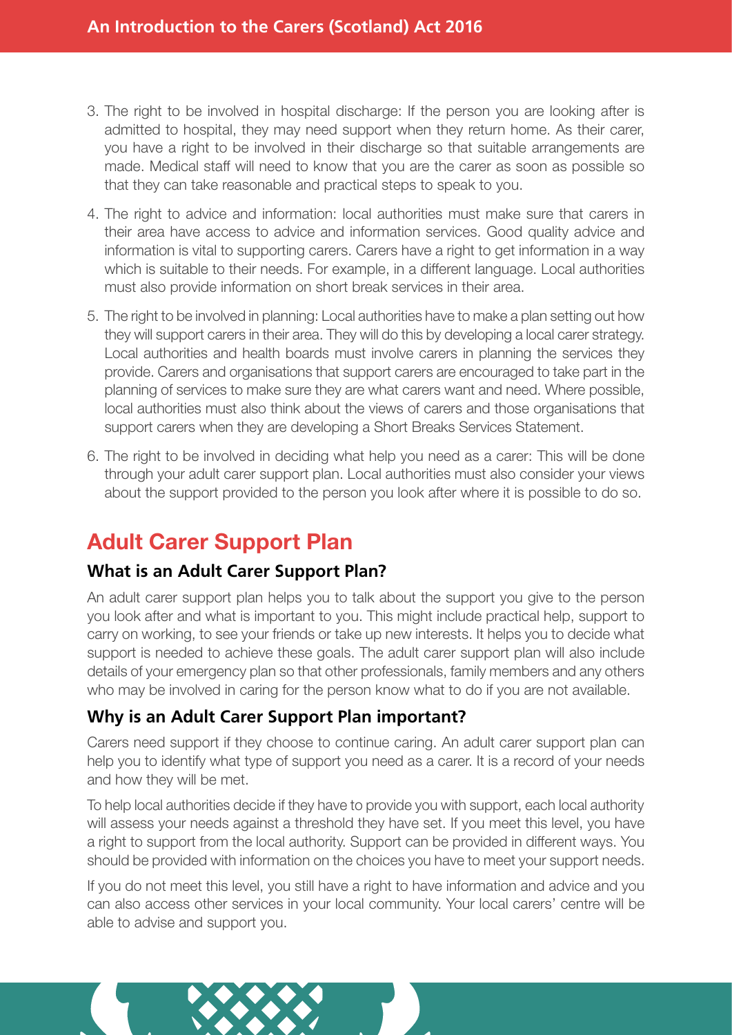3. The right to be involved in hospital discharge: If the person you are looking after is admitted to hospital, they may need support when they return home. As their carer, you have a right to be involved in their discharge so that suitable arrangements are made. Medical staff will need to know that you are the carer as soon as possible so that they can take reasonable and practical steps to speak to you.
4. The right to advice and information: local authorities must make sure that carers in their area have access to advice and information services. Good quality advice and information is vital to supporting carers. Carers have a right to get information in a way which is suitable to their needs. For example, in a different language. Local authorities must also provide information on short break services in their area.
5. The right to be involved in planning: Local authorities have to make a plan setting out how they will support carers in their area. They will do this by developing a local carer strategy. Local authorities and health boards must involve carers in planning the services they provide. Carers and organisations that support carers are encouraged to take part in the planning of services to make sure they are what carers want and need. Where possible, local authorities must also think about the views of carers and those organisations that support carers when they are developing a Short Breaks Services Statement.
6. The right to be involved in deciding what help you need as a carer: This will be done through your adult carer support plan. Local authorities must also consider your views about the support provided to the person you look after where it is possible to do so.

## Adult Carer Support Plan

### What is an Adult Carer Support Plan?

An adult carer support plan helps you to talk about the support you give to the person you look after and what is important to you. This might include practical help, support to carry on working, to see your friends or take up new interests. It helps you to decide what support is needed to achieve these goals. The adult carer support plan will also include details of your emergency plan so that other professionals, family members and any others who may be involved in caring for the person know what to do if you are not available.

### Why is an Adult Carer Support Plan important?

Carers need support if they choose to continue caring. An adult carer support plan can help you to identify what type of support you need as a carer. It is a record of your needs and how they will be met.

To help local authorities decide if they have to provide you with support, each local authority will assess your needs against a threshold they have set. If you meet this level, you have a right to support from the local authority. Support can be provided in different ways. You should be provided with information on the choices you have to meet your support needs.

If you do not meet this level, you still have a right to have information and advice and you can also access other services in your local community. Your local carers' centre will be able to advise and support you.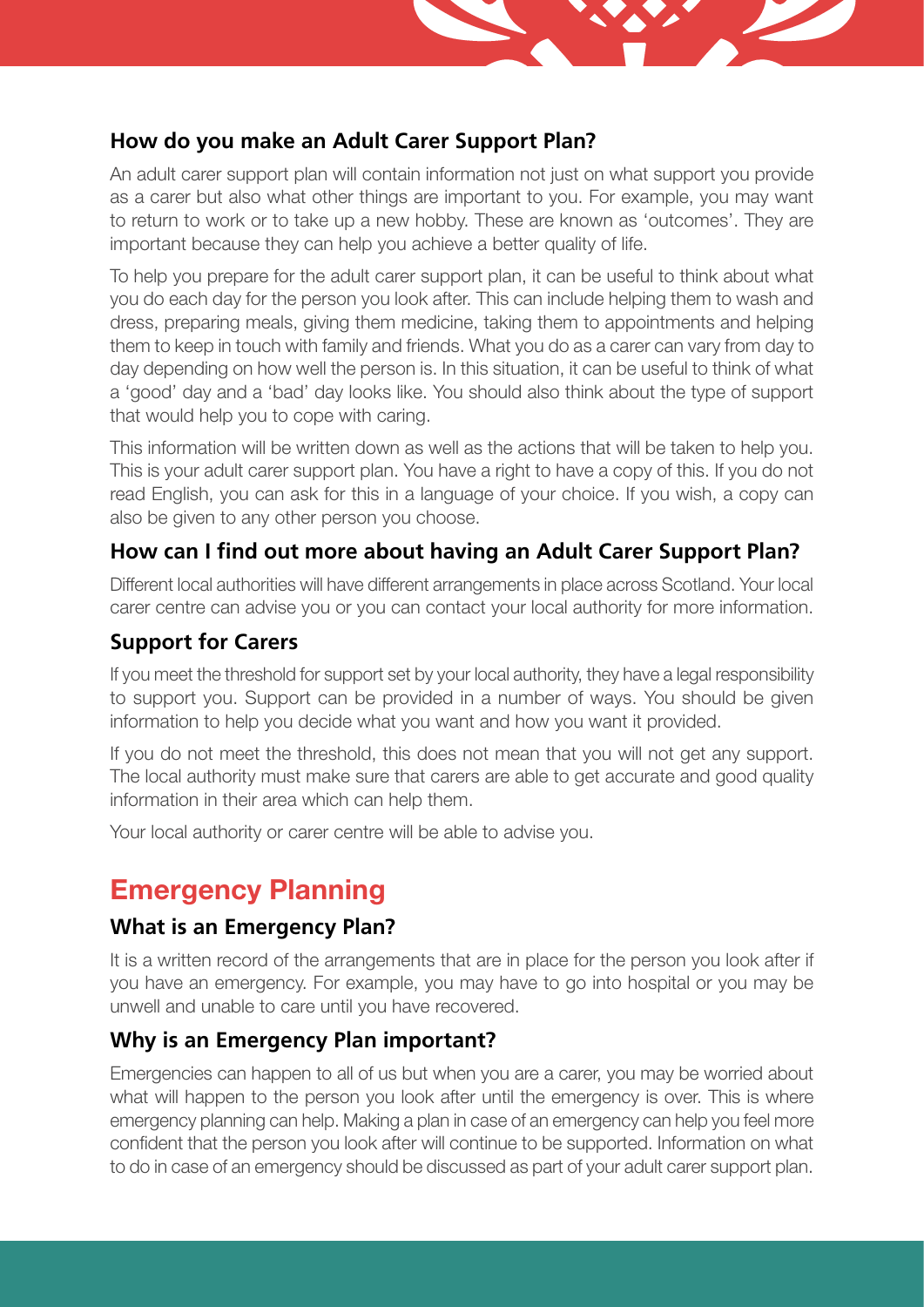### How do you make an Adult Carer Support Plan?

An adult carer support plan will contain information not just on what support you provide as a carer but also what other things are important to you. For example, you may want to return to work or to take up a new hobby. These are known as 'outcomes'. They are important because they can help you achieve a better quality of life.

To help you prepare for the adult carer support plan, it can be useful to think about what you do each day for the person you look after. This can include helping them to wash and dress, preparing meals, giving them medicine, taking them to appointments and helping them to keep in touch with family and friends. What you do as a carer can vary from day to day depending on how well the person is. In this situation, it can be useful to think of what a 'good' day and a 'bad' day looks like. You should also think about the type of support that would help you to cope with caring.

This information will be written down as well as the actions that will be taken to help you. This is your adult carer support plan. You have a right to have a copy of this. If you do not read English, you can ask for this in a language of your choice. If you wish, a copy can also be given to any other person you choose.

### How can I find out more about having an Adult Carer Support Plan?

Different local authorities will have different arrangements in place across Scotland. Your local carer centre can advise you or you can contact your local authority for more information.

### Support for Carers

If you meet the threshold for support set by your local authority, they have a legal responsibility to support you. Support can be provided in a number of ways. You should be given information to help you decide what you want and how you want it provided.

If you do not meet the threshold, this does not mean that you will not get any support. The local authority must make sure that carers are able to get accurate and good quality information in their area which can help them.

Your local authority or carer centre will be able to advise you.

## Emergency Planning

### What is an Emergency Plan?

It is a written record of the arrangements that are in place for the person you look after if you have an emergency. For example, you may have to go into hospital or you may be unwell and unable to care until you have recovered.

### Why is an Emergency Plan important?

Emergencies can happen to all of us but when you are a carer, you may be worried about what will happen to the person you look after until the emergency is over. This is where emergency planning can help. Making a plan in case of an emergency can help you feel more confident that the person you look after will continue to be supported. Information on what to do in case of an emergency should be discussed as part of your adult carer support plan.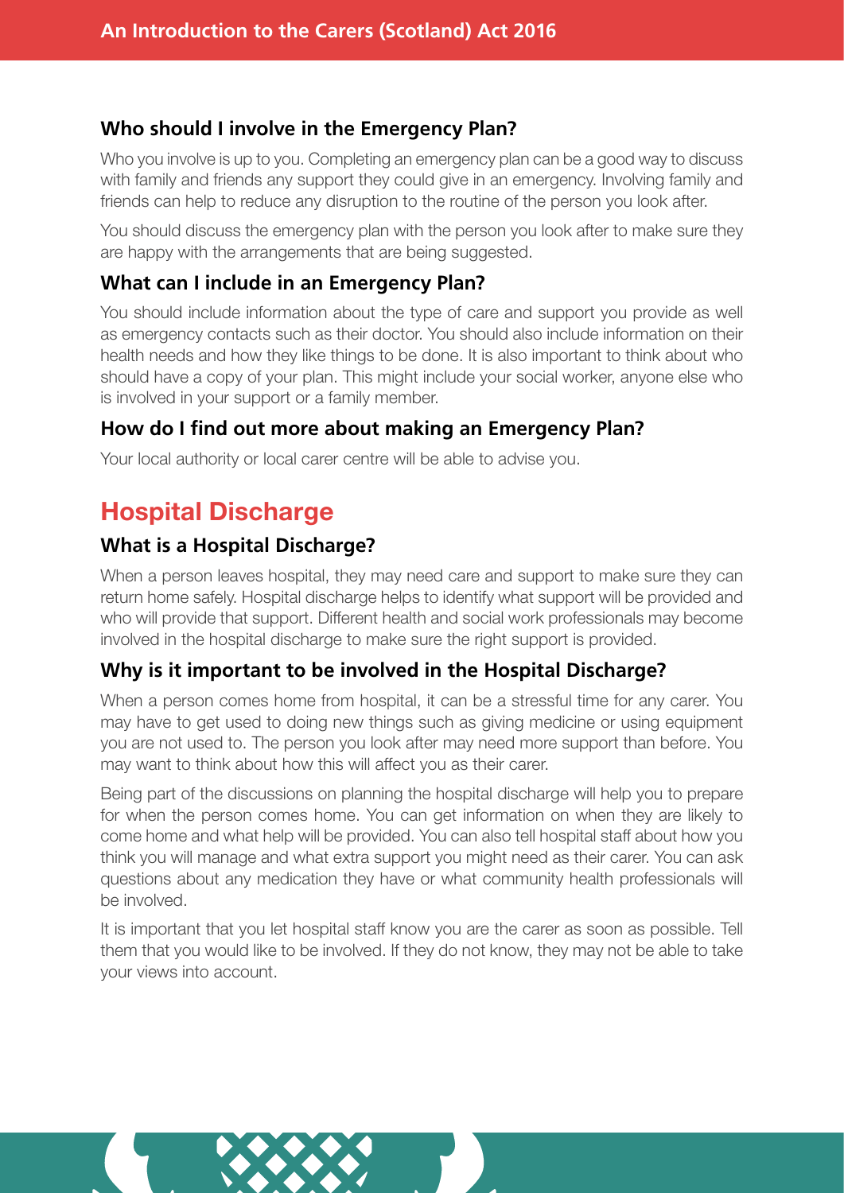### Who should I involve in the Emergency Plan?

Who you involve is up to you. Completing an emergency plan can be a good way to discuss with family and friends any support they could give in an emergency. Involving family and friends can help to reduce any disruption to the routine of the person you look after.

You should discuss the emergency plan with the person you look after to make sure they are happy with the arrangements that are being suggested.

### What can I include in an Emergency Plan?

You should include information about the type of care and support you provide as well as emergency contacts such as their doctor. You should also include information on their health needs and how they like things to be done. It is also important to think about who should have a copy of your plan. This might include your social worker, anyone else who is involved in your support or a family member.

### How do I find out more about making an Emergency Plan?

Your local authority or local carer centre will be able to advise you.

## Hospital Discharge

### What is a Hospital Discharge?

When a person leaves hospital, they may need care and support to make sure they can return home safely. Hospital discharge helps to identify what support will be provided and who will provide that support. Different health and social work professionals may become involved in the hospital discharge to make sure the right support is provided.

### Why is it important to be involved in the Hospital Discharge?

When a person comes home from hospital, it can be a stressful time for any carer. You may have to get used to doing new things such as giving medicine or using equipment you are not used to. The person you look after may need more support than before. You may want to think about how this will affect you as their carer.

Being part of the discussions on planning the hospital discharge will help you to prepare for when the person comes home. You can get information on when they are likely to come home and what help will be provided. You can also tell hospital staff about how you think you will manage and what extra support you might need as their carer. You can ask questions about any medication they have or what community health professionals will be involved.

It is important that you let hospital staff know you are the carer as soon as possible. Tell them that you would like to be involved. If they do not know, they may not be able to take your views into account.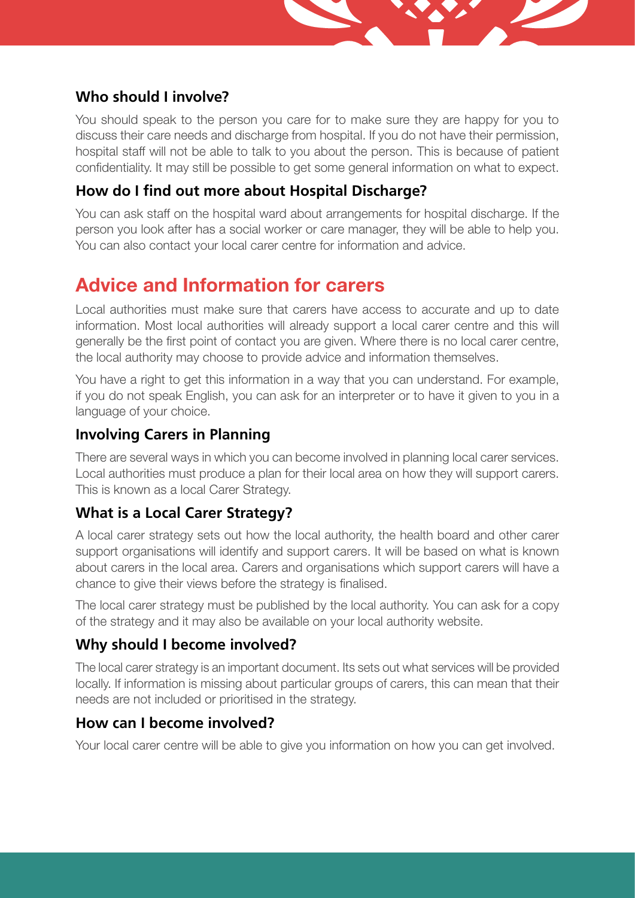### Who should I involve?

You should speak to the person you care for to make sure they are happy for you to discuss their care needs and discharge from hospital. If you do not have their permission, hospital staff will not be able to talk to you about the person. This is because of patient confidentiality. It may still be possible to get some general information on what to expect.

### How do I find out more about Hospital Discharge?

You can ask staff on the hospital ward about arrangements for hospital discharge. If the person you look after has a social worker or care manager, they will be able to help you. You can also contact your local carer centre for information and advice.

## Advice and Information for carers

Local authorities must make sure that carers have access to accurate and up to date information. Most local authorities will already support a local carer centre and this will generally be the first point of contact you are given. Where there is no local carer centre, the local authority may choose to provide advice and information themselves.

You have a right to get this information in a way that you can understand. For example, if you do not speak English, you can ask for an interpreter or to have it given to you in a language of your choice.

### Involving Carers in Planning

There are several ways in which you can become involved in planning local carer services. Local authorities must produce a plan for their local area on how they will support carers. This is known as a local Carer Strategy.

### What is a Local Carer Strategy?

A local carer strategy sets out how the local authority, the health board and other carer support organisations will identify and support carers. It will be based on what is known about carers in the local area. Carers and organisations which support carers will have a chance to give their views before the strategy is finalised.

The local carer strategy must be published by the local authority. You can ask for a copy of the strategy and it may also be available on your local authority website.

### Why should I become involved?

The local carer strategy is an important document. Its sets out what services will be provided locally. If information is missing about particular groups of carers, this can mean that their needs are not included or prioritised in the strategy.

### How can I become involved?

Your local carer centre will be able to give you information on how you can get involved.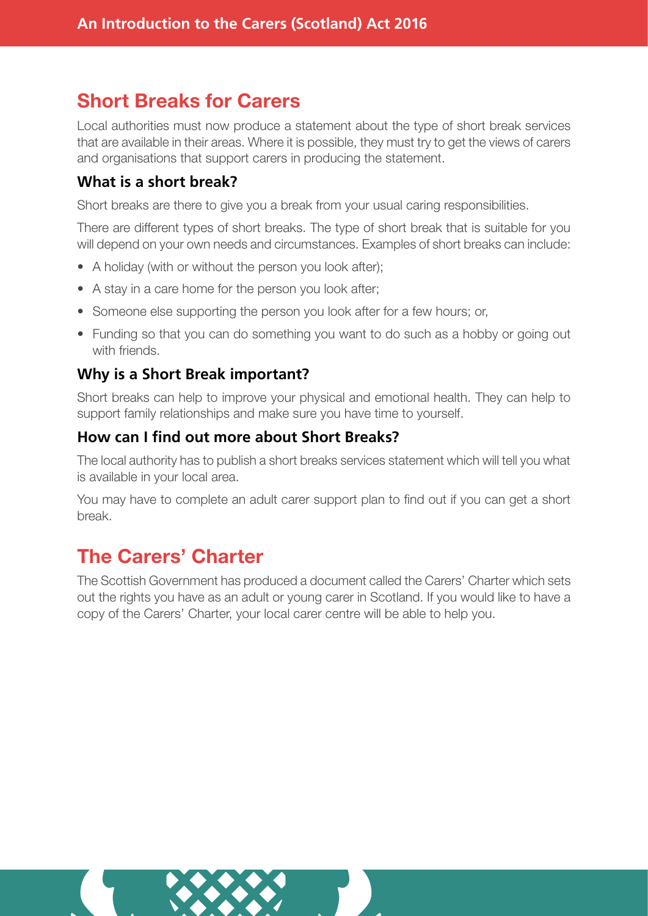## Short Breaks for Carers

Local authorities must now produce a statement about the type of short break services that are available in their areas. Where it is possible, they must try to get the views of carers and organisations that support carers in producing the statement.

### What is a short break?

Short breaks are there to give you a break from your usual caring responsibilities.

There are different types of short breaks. The type of short break that is suitable for you will depend on your own needs and circumstances. Examples of short breaks can include:

- A holiday (with or without the person you look after);
- A stay in a care home for the person you look after;
- Someone else supporting the person you look after for a few hours; or,
- Funding so that you can do something you want to do such as a hobby or going out with friends.

### Why is a Short Break important?

Short breaks can help to improve your physical and emotional health. They can help to support family relationships and make sure you have time to yourself.

### How can I find out more about Short Breaks?

The local authority has to publish a short breaks services statement which will tell you what is available in your local area.

You may have to complete an adult carer support plan to find out if you can get a short break.

## The Carers' Charter

The Scottish Government has produced a document called the Carers' Charter which sets out the rights you have as an adult or young carer in Scotland. If you would like to have a copy of the Carers' Charter, your local carer centre will be able to help you.